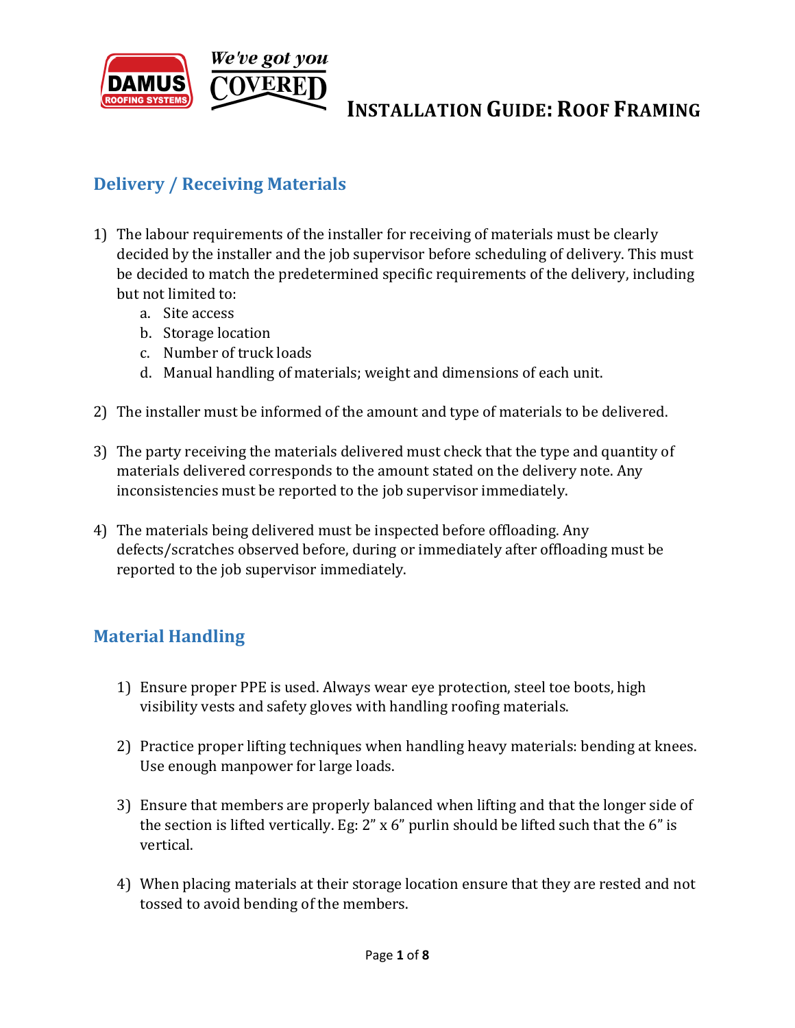# Installation Guide: Roof Framing

## Delivery / Receiving Materials

1) The labour requirements of the installer for receiving of materials must be clearly decided by the installer and the job supervisor before scheduling of delivery. This must be decided to match the predetermined specific requirements of the delivery, including but not limited to:
   a. Site access
   b. Storage location
   c. Number of truck loads
   d. Manual handling of materials; weight and dimensions of each unit.

2) The installer must be informed of the amount and type of materials to be delivered.

3) The party receiving the materials delivered must check that the type and quantity of materials delivered corresponds to the amount stated on the delivery note. Any inconsistencies must be reported to the job supervisor immediately.

4) The materials being delivered must be inspected before offloading. Any defects/scratches observed before, during or immediately after offloading must be reported to the job supervisor immediately.

## Material Handling

1) Ensure proper PPE is used. Always wear eye protection, steel toe boots, high visibility vests and safety gloves with handling roofing materials.

2) Practice proper lifting techniques when handling heavy materials: bending at knees. Use enough manpower for large loads.

3) Ensure that members are properly balanced when lifting and that the longer side of the section is lifted vertically. Eg: 2" x 6" purlin should be lifted such that the 6" is vertical.

4) When placing materials at their storage location ensure that they are rested and not tossed to avoid bending of the members.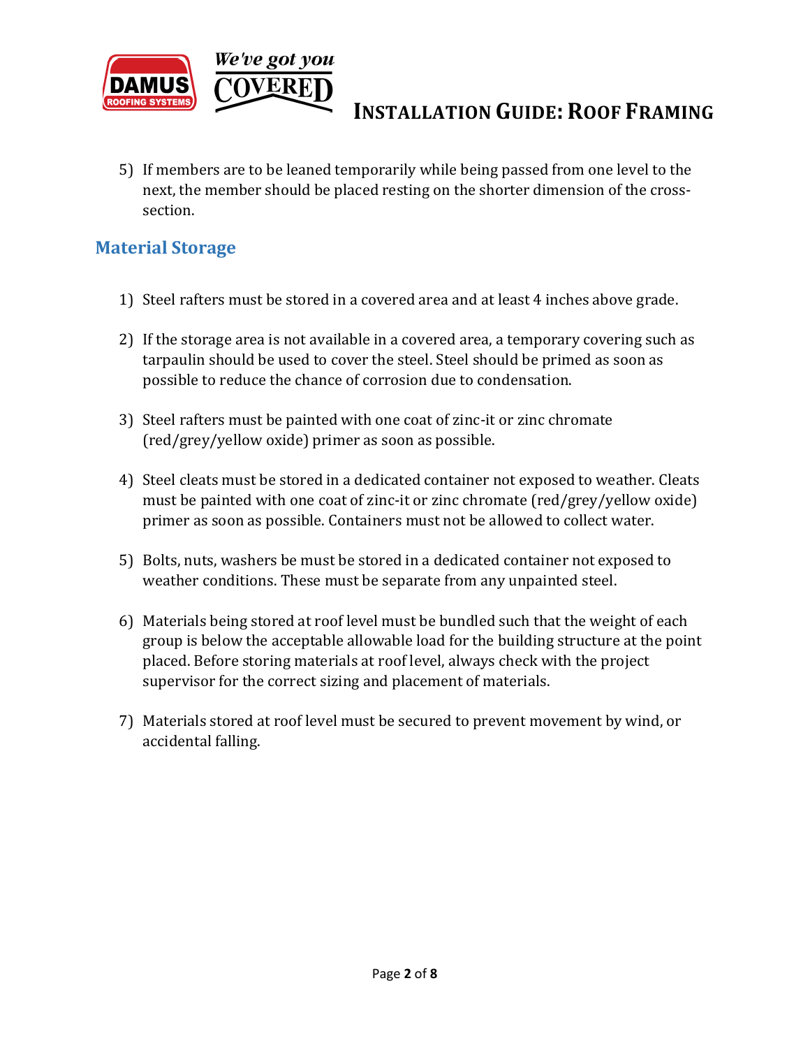5) If members are to be leaned temporarily while being passed from one level to the next, the member should be placed resting on the shorter dimension of the cross-section.

## Material Storage

1) Steel rafters must be stored in a covered area and at least 4 inches above grade.

2) If the storage area is not available in a covered area, a temporary covering such as tarpaulin should be used to cover the steel. Steel should be primed as soon as possible to reduce the chance of corrosion due to condensation.

3) Steel rafters must be painted with one coat of zinc-it or zinc chromate (red/grey/yellow oxide) primer as soon as possible.

4) Steel cleats must be stored in a dedicated container not exposed to weather. Cleats must be painted with one coat of zinc-it or zinc chromate (red/grey/yellow oxide) primer as soon as possible. Containers must not be allowed to collect water.

5) Bolts, nuts, washers be must be stored in a dedicated container not exposed to weather conditions. These must be separate from any unpainted steel.

6) Materials being stored at roof level must be bundled such that the weight of each group is below the acceptable allowable load for the building structure at the point placed. Before storing materials at roof level, always check with the project supervisor for the correct sizing and placement of materials.

7) Materials stored at roof level must be secured to prevent movement by wind, or accidental falling.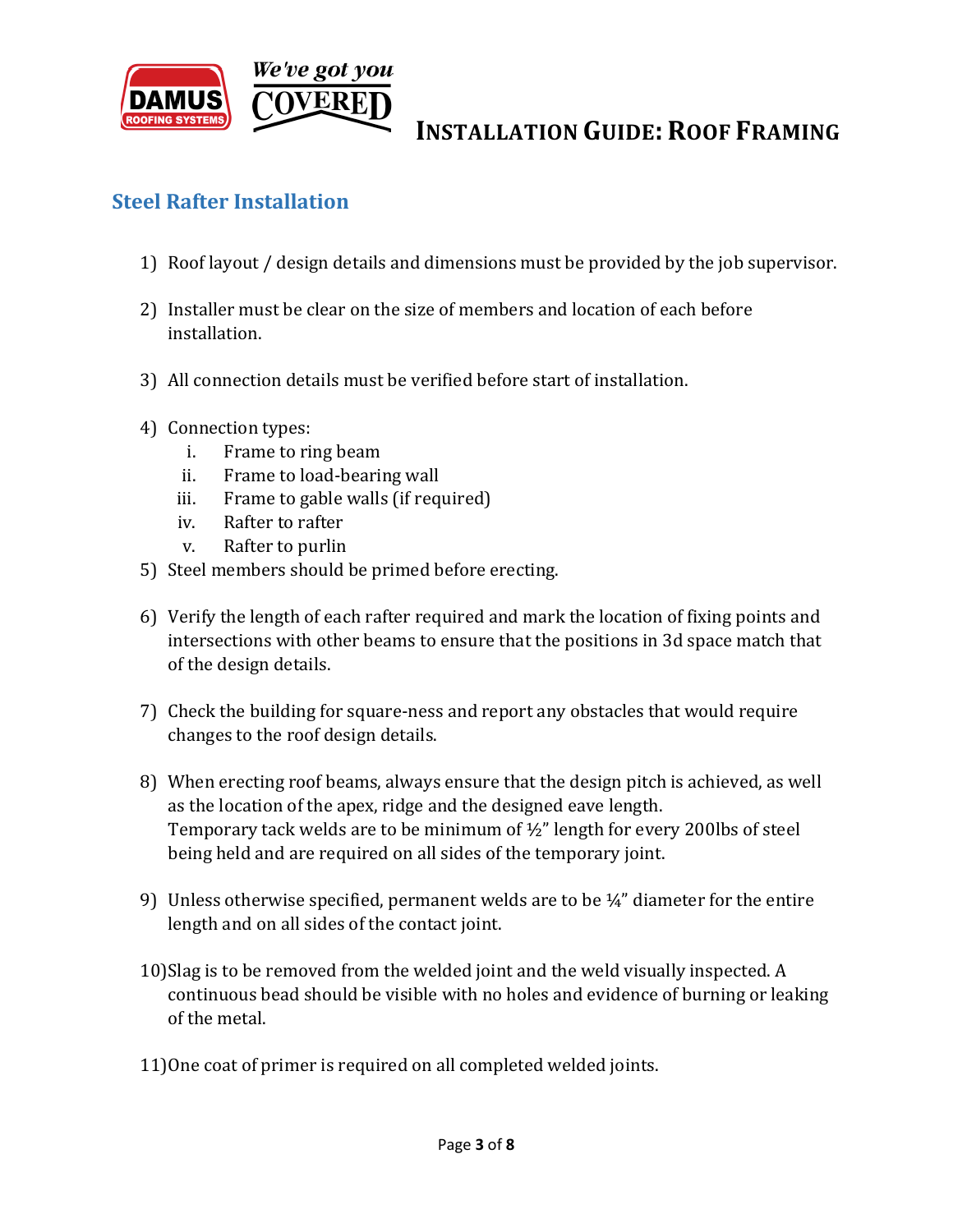## Steel Rafter Installation

1) Roof layout / design details and dimensions must be provided by the job supervisor.

2) Installer must be clear on the size of members and location of each before installation.

3) All connection details must be verified before start of installation.

4) Connection types:
   i. Frame to ring beam
   ii. Frame to load-bearing wall
   iii. Frame to gable walls (if required)
   iv. Rafter to rafter
   v. Rafter to purlin

5) Steel members should be primed before erecting.

6) Verify the length of each rafter required and mark the location of fixing points and intersections with other beams to ensure that the positions in 3d space match that of the design details.

7) Check the building for square-ness and report any obstacles that would require changes to the roof design details.

8) When erecting roof beams, always ensure that the design pitch is achieved, as well as the location of the apex, ridge and the designed eave length.
   Temporary tack welds are to be minimum of ½" length for every 200lbs of steel being held and are required on all sides of the temporary joint.

9) Unless otherwise specified, permanent welds are to be ¼" diameter for the entire length and on all sides of the contact joint.

10) Slag is to be removed from the welded joint and the weld visually inspected. A continuous bead should be visible with no holes and evidence of burning or leaking of the metal.

11) One coat of primer is required on all completed welded joints.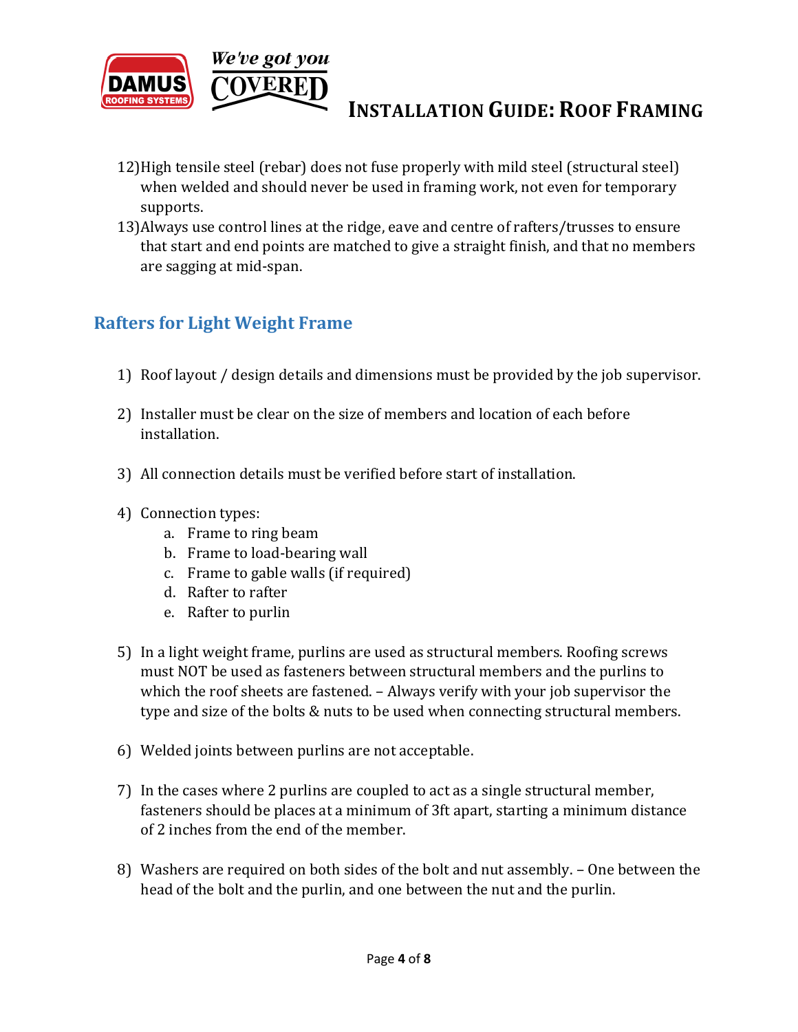12) High tensile steel (rebar) does not fuse properly with mild steel (structural steel) when welded and should never be used in framing work, not even for temporary supports.
13) Always use control lines at the ridge, eave and centre of rafters/trusses to ensure that start and end points are matched to give a straight finish, and that no members are sagging at mid-span.

## Rafters for Light Weight Frame

1) Roof layout / design details and dimensions must be provided by the job supervisor.

2) Installer must be clear on the size of members and location of each before installation.

3) All connection details must be verified before start of installation.

4) Connection types:
   a. Frame to ring beam
   b. Frame to load-bearing wall
   c. Frame to gable walls (if required)
   d. Rafter to rafter
   e. Rafter to purlin

5) In a light weight frame, purlins are used as structural members. Roofing screws must NOT be used as fasteners between structural members and the purlins to which the roof sheets are fastened. – Always verify with your job supervisor the type and size of the bolts & nuts to be used when connecting structural members.

6) Welded joints between purlins are not acceptable.

7) In the cases where 2 purlins are coupled to act as a single structural member, fasteners should be places at a minimum of 3ft apart, starting a minimum distance of 2 inches from the end of the member.

8) Washers are required on both sides of the bolt and nut assembly. – One between the head of the bolt and the purlin, and one between the nut and the purlin.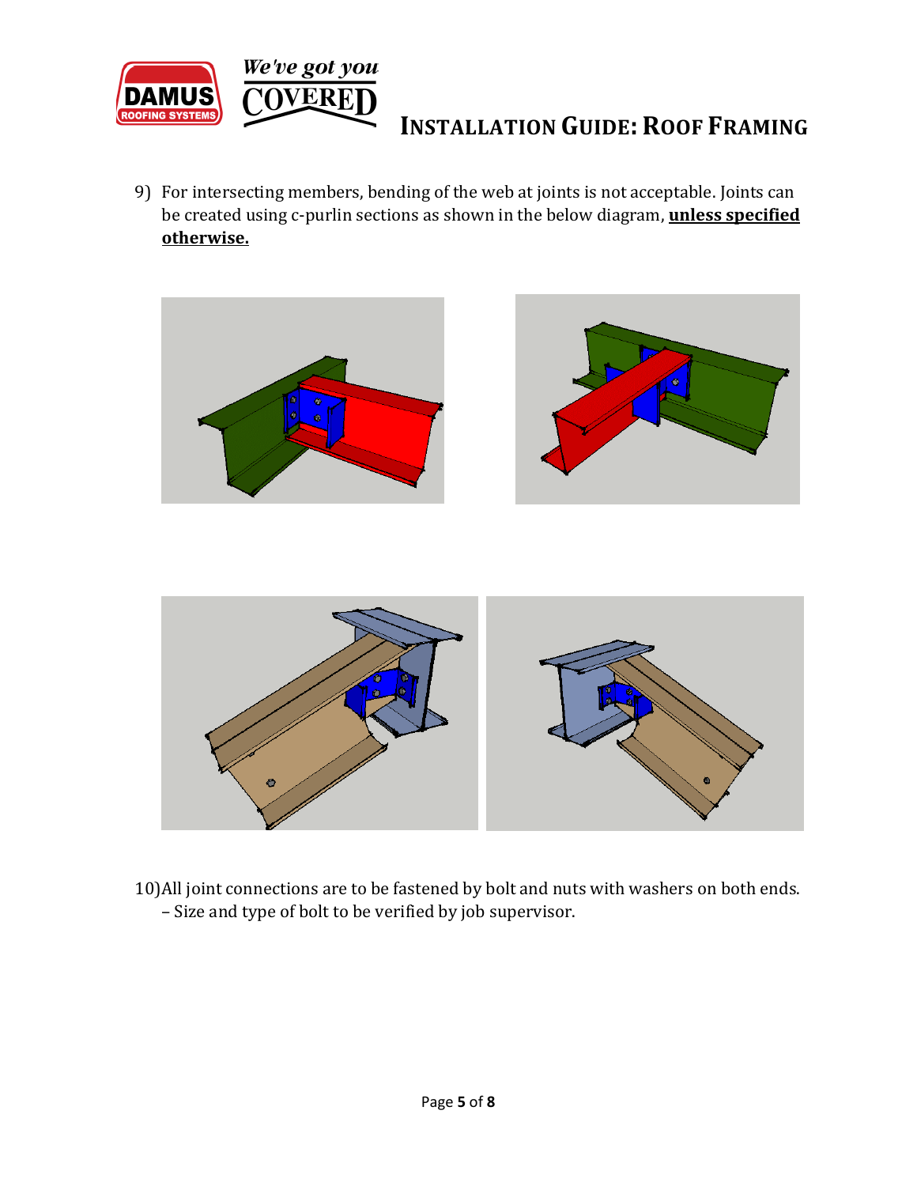9) For intersecting members, bending of the web at joints is not acceptable. Joints can be created using c-purlin sections as shown in the below diagram, **unless specified otherwise.**

10) All joint connections are to be fastened by bolt and nuts with washers on both ends. – Size and type of bolt to be verified by job supervisor.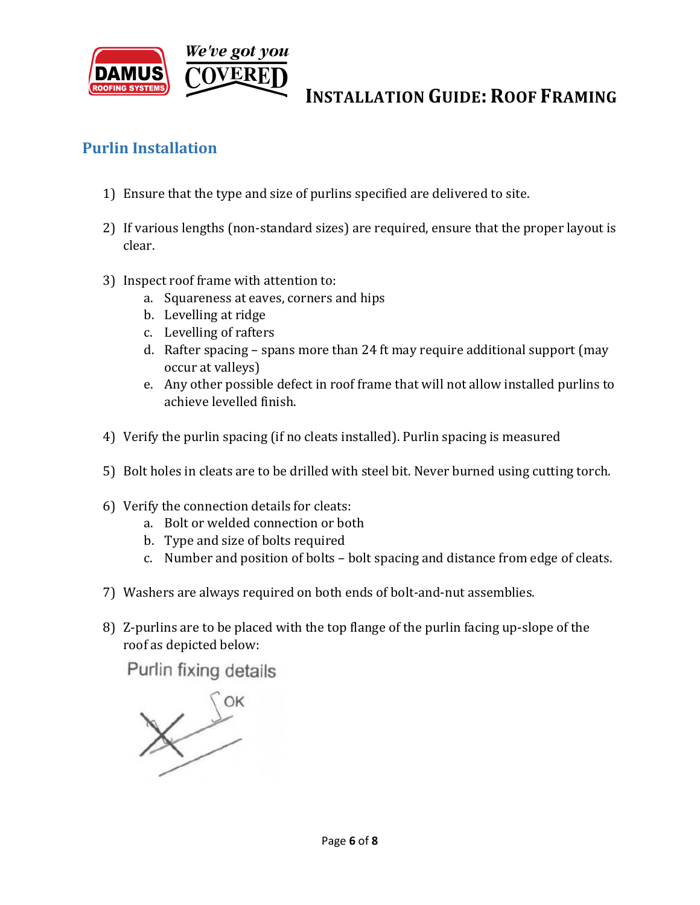## Purlin Installation

1) Ensure that the type and size of purlins specified are delivered to site.

2) If various lengths (non-standard sizes) are required, ensure that the proper layout is clear.

3) Inspect roof frame with attention to:
   a. Squareness at eaves, corners and hips
   b. Levelling at ridge
   c. Levelling of rafters
   d. Rafter spacing – spans more than 24 ft may require additional support (may occur at valleys)
   e. Any other possible defect in roof frame that will not allow installed purlins to achieve levelled finish.

4) Verify the purlin spacing (if no cleats installed). Purlin spacing is measured

5) Bolt holes in cleats are to be drilled with steel bit. Never burned using cutting torch.

6) Verify the connection details for cleats:
   a. Bolt or welded connection or both
   b. Type and size of bolts required
   c. Number and position of bolts – bolt spacing and distance from edge of cleats.

7) Washers are always required on both ends of bolt-and-nut assemblies.

8) Z-purlins are to be placed with the top flange of the purlin facing up-slope of the roof as depicted below:

Purlin fixing details

OK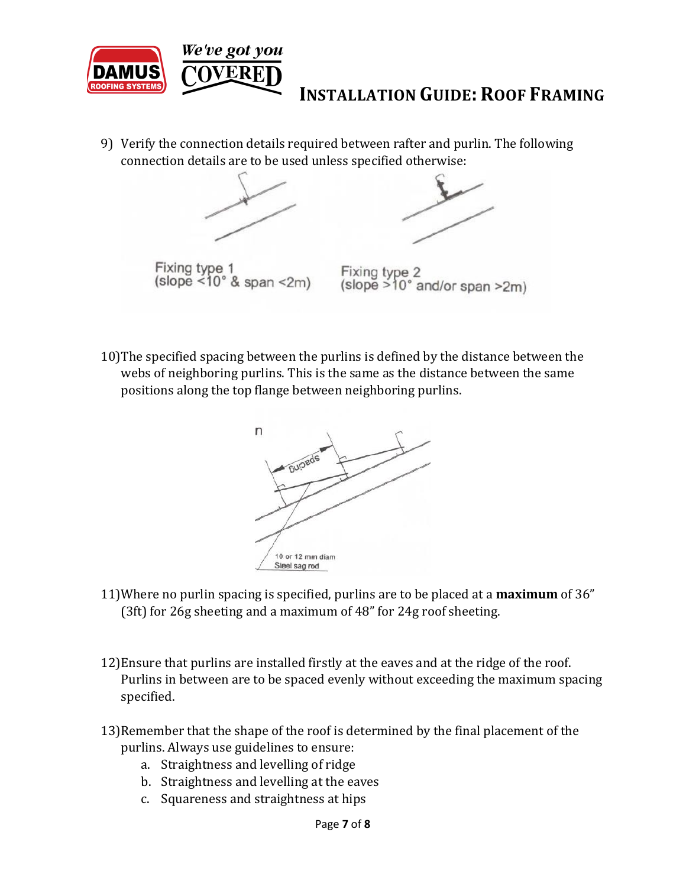9) Verify the connection details required between rafter and purlin. The following connection details are to be used unless specified otherwise:

Fixing type 1 (slope <10° & span <2m)

Fixing type 2 (slope >10° and/or span >2m)

10) The specified spacing between the purlins is defined by the distance between the webs of neighboring purlins. This is the same as the distance between the same positions along the top flange between neighboring purlins.

spacing

10 or 12 mm diam Steel sag rod

11) Where no purlin spacing is specified, purlins are to be placed at a **maximum** of 36" (3ft) for 26g sheeting and a maximum of 48" for 24g roof sheeting.

12) Ensure that purlins are installed firstly at the eaves and at the ridge of the roof. Purlins in between are to be spaced evenly without exceeding the maximum spacing specified.

13) Remember that the shape of the roof is determined by the final placement of the purlins. Always use guidelines to ensure:
    a. Straightness and levelling of ridge
    b. Straightness and levelling at the eaves
    c. Squareness and straightness at hips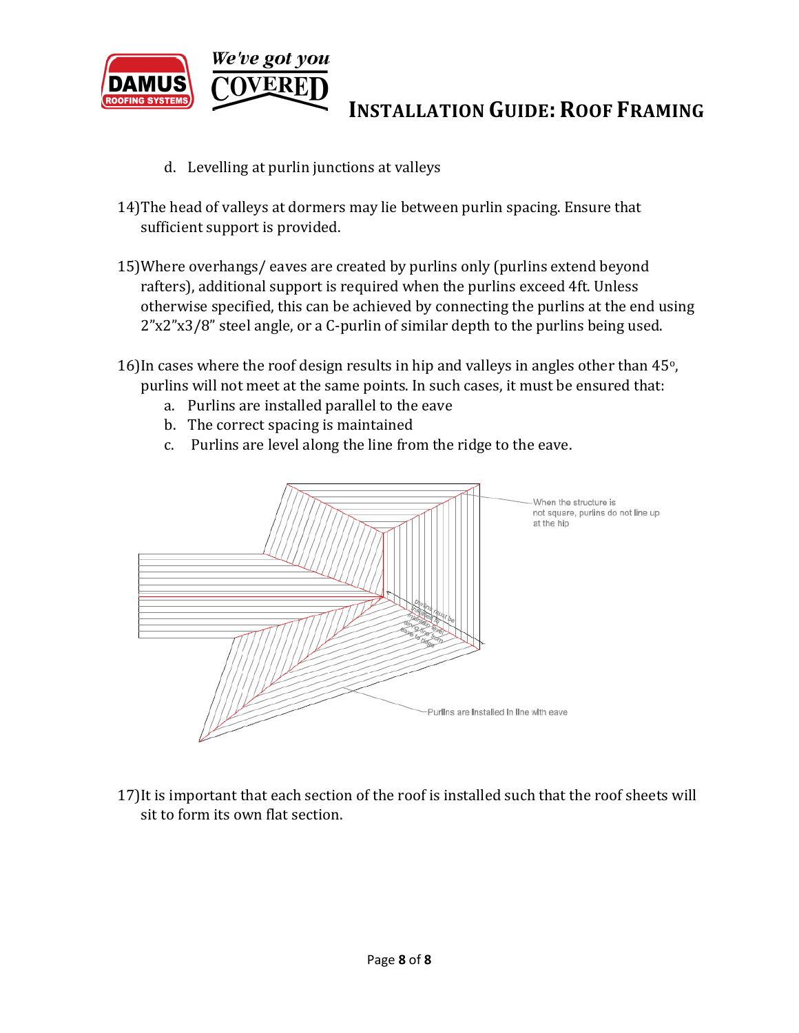d. Levelling at purlin junctions at valleys

14) The head of valleys at dormers may lie between purlin spacing. Ensure that sufficient support is provided.

15) Where overhangs/ eaves are created by purlins only (purlins extend beyond rafters), additional support is required when the purlins exceed 4ft. Unless otherwise specified, this can be achieved by connecting the purlins at the end using 2”x2”x3/8” steel angle, or a C-purlin of similar depth to the purlins being used.

16) In cases where the roof design results in hip and valleys in angles other than 45°, purlins will not meet at the same points. In such cases, it must be ensured that:

a. Purlins are installed parallel to the eave
b. The correct spacing is maintained
c. Purlins are level along the line from the ridge to the eave.

When the structure is not square, purlins do not line up at the hip

Purlins must be installed to maintain level along line from eave to ridge

Purlins are installed in line with eave

17) It is important that each section of the roof is installed such that the roof sheets will sit to form its own flat section.